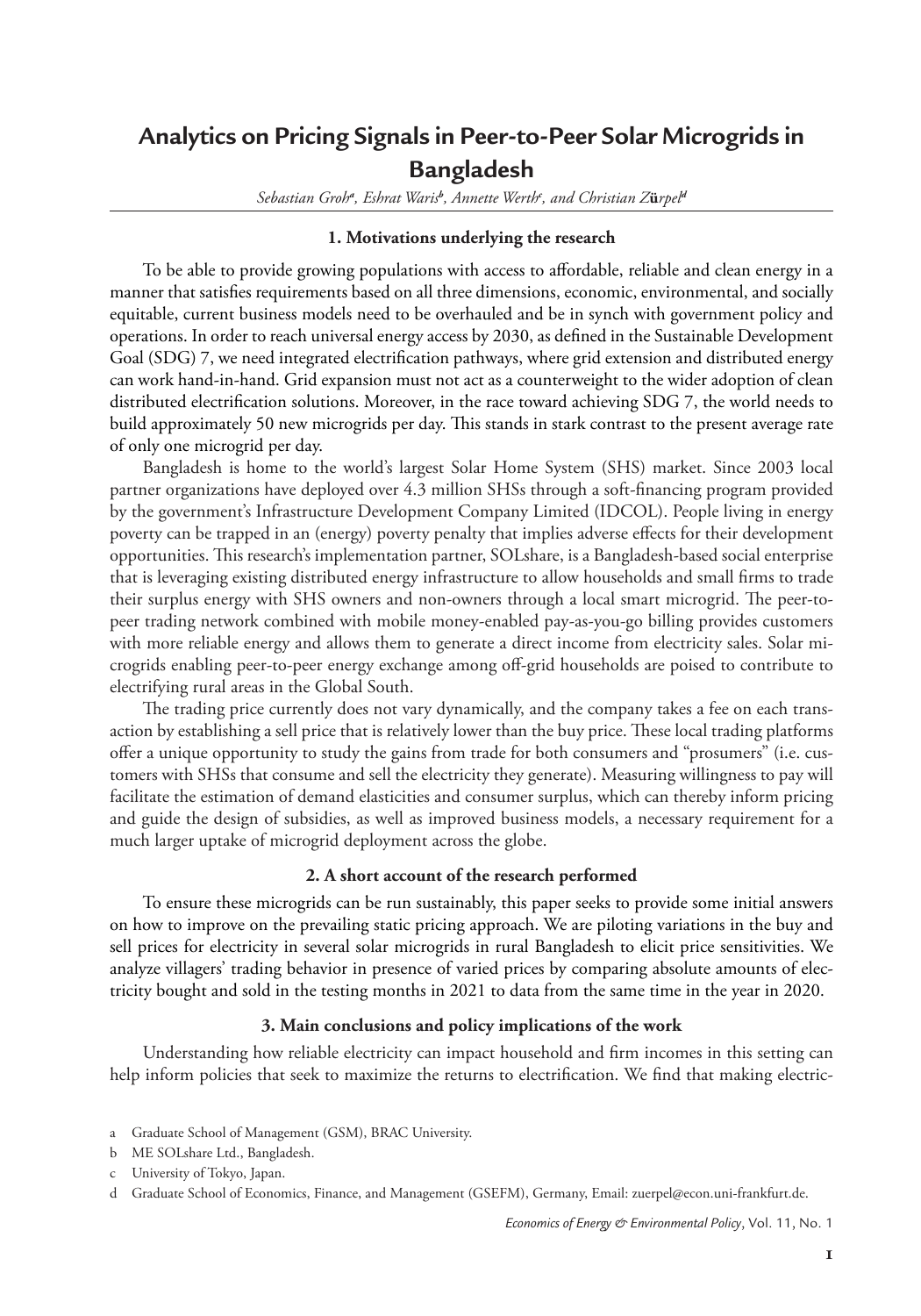# Analytics on Pricing Signals in Peer-to-Peer Solar Microgrids in Bangladesh

*Sebastian Groh[a], Eshrat Waris[b], Annette Werth[c], and Christian Zürpel[d]*

### 1. Motivations underlying the research

To be able to provide growing populations with access to affordable, reliable and clean energy in a manner that satisfies requirements based on all three dimensions, economic, environmental, and socially equitable, current business models need to be overhauled and be in synch with government policy and operations. In order to reach universal energy access by 2030, as defined in the Sustainable Development Goal (SDG) 7, we need integrated electrification pathways, where grid extension and distributed energy can work hand-in-hand. Grid expansion must not act as a counterweight to the wider adoption of clean distributed electrification solutions. Moreover, in the race toward achieving SDG 7, the world needs to build approximately 50 new microgrids per day. This stands in stark contrast to the present average rate of only one microgrid per day.

Bangladesh is home to the world's largest Solar Home System (SHS) market. Since 2003 local partner organizations have deployed over 4.3 million SHSs through a soft-financing program provided by the government's Infrastructure Development Company Limited (IDCOL). People living in energy poverty can be trapped in an (energy) poverty penalty that implies adverse effects for their development opportunities. This research's implementation partner, SOLshare, is a Bangladesh-based social enterprise that is leveraging existing distributed energy infrastructure to allow households and small firms to trade their surplus energy with SHS owners and non-owners through a local smart microgrid. The peer-to-peer trading network combined with mobile money-enabled pay-as-you-go billing provides customers with more reliable energy and allows them to generate a direct income from electricity sales. Solar microgrids enabling peer-to-peer energy exchange among off-grid households are poised to contribute to electrifying rural areas in the Global South.

The trading price currently does not vary dynamically, and the company takes a fee on each transaction by establishing a sell price that is relatively lower than the buy price. These local trading platforms offer a unique opportunity to study the gains from trade for both consumers and "prosumers" (i.e. customers with SHSs that consume and sell the electricity they generate). Measuring willingness to pay will facilitate the estimation of demand elasticities and consumer surplus, which can thereby inform pricing and guide the design of subsidies, as well as improved business models, a necessary requirement for a much larger uptake of microgrid deployment across the globe.

### 2. A short account of the research performed

To ensure these microgrids can be run sustainably, this paper seeks to provide some initial answers on how to improve on the prevailing static pricing approach. We are piloting variations in the buy and sell prices for electricity in several solar microgrids in rural Bangladesh to elicit price sensitivities. We analyze villagers' trading behavior in presence of varied prices by comparing absolute amounts of electricity bought and sold in the testing months in 2021 to data from the same time in the year in 2020.

### 3. Main conclusions and policy implications of the work

Understanding how reliable electricity can impact household and firm incomes in this setting can help inform policies that seek to maximize the returns to electrification. We find that making electric-

---

a Graduate School of Management (GSM), BRAC University.

b ME SOLshare Ltd., Bangladesh.

c University of Tokyo, Japan.

d Graduate School of Economics, Finance, and Management (GSEFM), Germany, Email: zuerpel@econ.uni-frankfurt.de.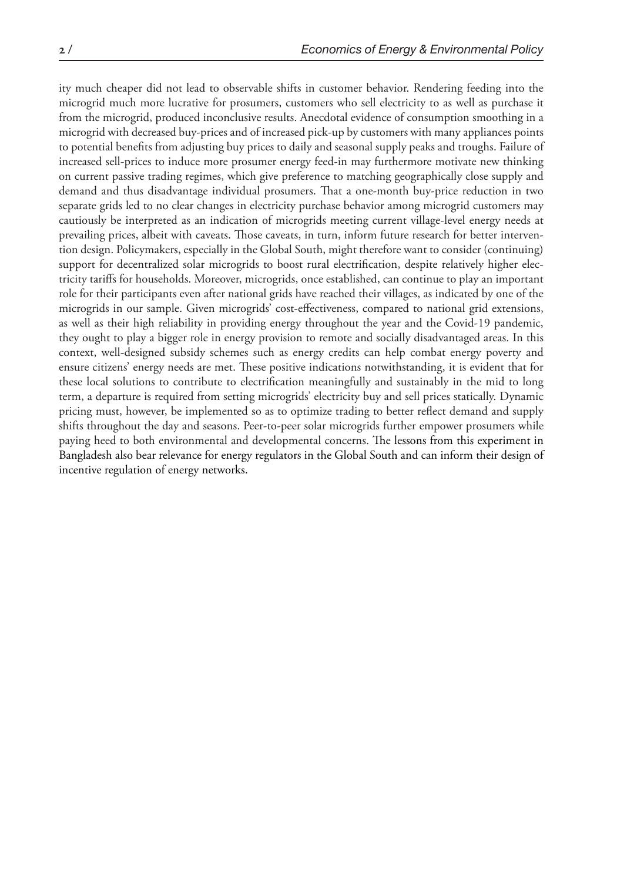ity much cheaper did not lead to observable shifts in customer behavior. Rendering feeding into the microgrid much more lucrative for prosumers, customers who sell electricity to as well as purchase it from the microgrid, produced inconclusive results. Anecdotal evidence of consumption smoothing in a microgrid with decreased buy-prices and of increased pick-up by customers with many appliances points to potential benefits from adjusting buy prices to daily and seasonal supply peaks and troughs. Failure of increased sell-prices to induce more prosumer energy feed-in may furthermore motivate new thinking on current passive trading regimes, which give preference to matching geographically close supply and demand and thus disadvantage individual prosumers. That a one-month buy-price reduction in two separate grids led to no clear changes in electricity purchase behavior among microgrid customers may cautiously be interpreted as an indication of microgrids meeting current village-level energy needs at prevailing prices, albeit with caveats. Those caveats, in turn, inform future research for better intervention design. Policymakers, especially in the Global South, might therefore want to consider (continuing) support for decentralized solar microgrids to boost rural electrification, despite relatively higher electricity tariffs for households. Moreover, microgrids, once established, can continue to play an important role for their participants even after national grids have reached their villages, as indicated by one of the microgrids in our sample. Given microgrids' cost-effectiveness, compared to national grid extensions, as well as their high reliability in providing energy throughout the year and the Covid-19 pandemic, they ought to play a bigger role in energy provision to remote and socially disadvantaged areas. In this context, well-designed subsidy schemes such as energy credits can help combat energy poverty and ensure citizens' energy needs are met. These positive indications notwithstanding, it is evident that for these local solutions to contribute to electrification meaningfully and sustainably in the mid to long term, a departure is required from setting microgrids' electricity buy and sell prices statically. Dynamic pricing must, however, be implemented so as to optimize trading to better reflect demand and supply shifts throughout the day and seasons. Peer-to-peer solar microgrids further empower prosumers while paying heed to both environmental and developmental concerns. The lessons from this experiment in Bangladesh also bear relevance for energy regulators in the Global South and can inform their design of incentive regulation of energy networks.